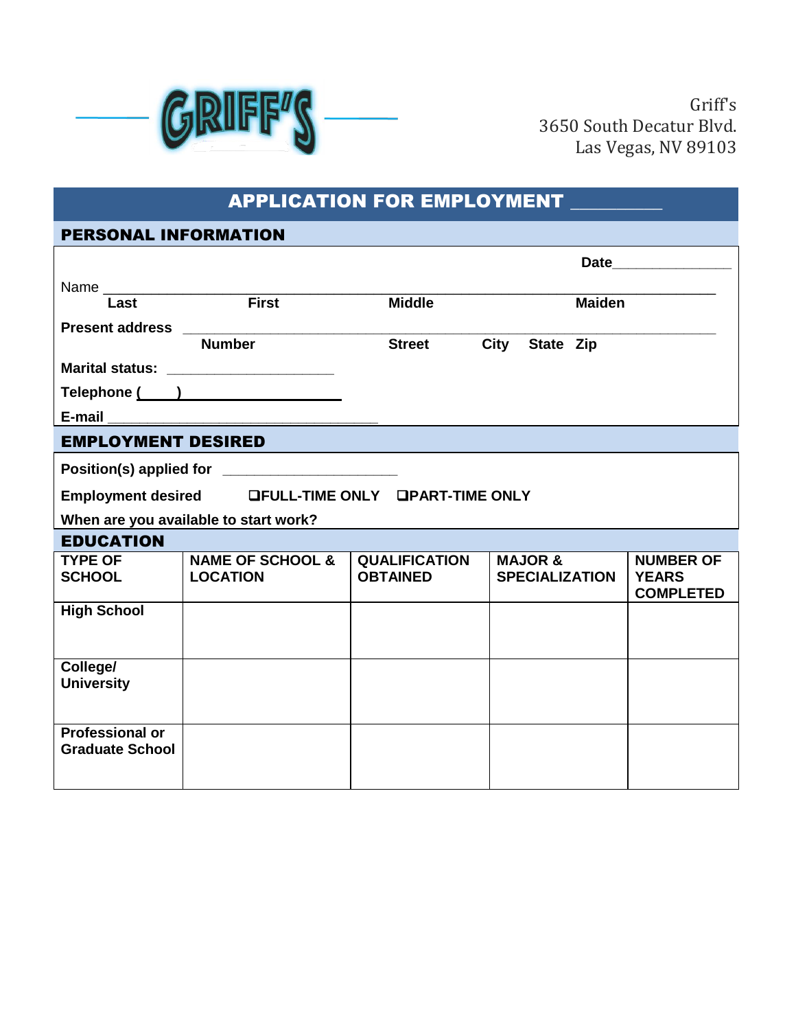GRIFF'S

Griff's
3650 South Decatur Blvd.
Las Vegas, NV 89103

# APPLICATION FOR EMPLOYMENT __________

## PERSONAL INFORMATION

Date_______________

Name ____________________________________________________________
Last First Middle Maiden

**Present address** ____________________________________________________
Number Street City State Zip

**Marital status:** _____________________

**Telephone (\_\_\_\_)** ____________________

**E-mail** ___________________________________

## EMPLOYMENT DESIRED

**Position(s) applied for** ______________________

**Employment desired** ❑FULL-TIME ONLY ❑PART-TIME ONLY

**When are you available to start work?**

## EDUCATION

| TYPE OF SCHOOL | NAME OF SCHOOL & LOCATION | QUALIFICATION OBTAINED | MAJOR & SPECIALIZATION | NUMBER OF YEARS COMPLETED |
|---|---|---|---|---|
| High School | | | | |
| College/ University | | | | |
| Professional or Graduate School | | | | |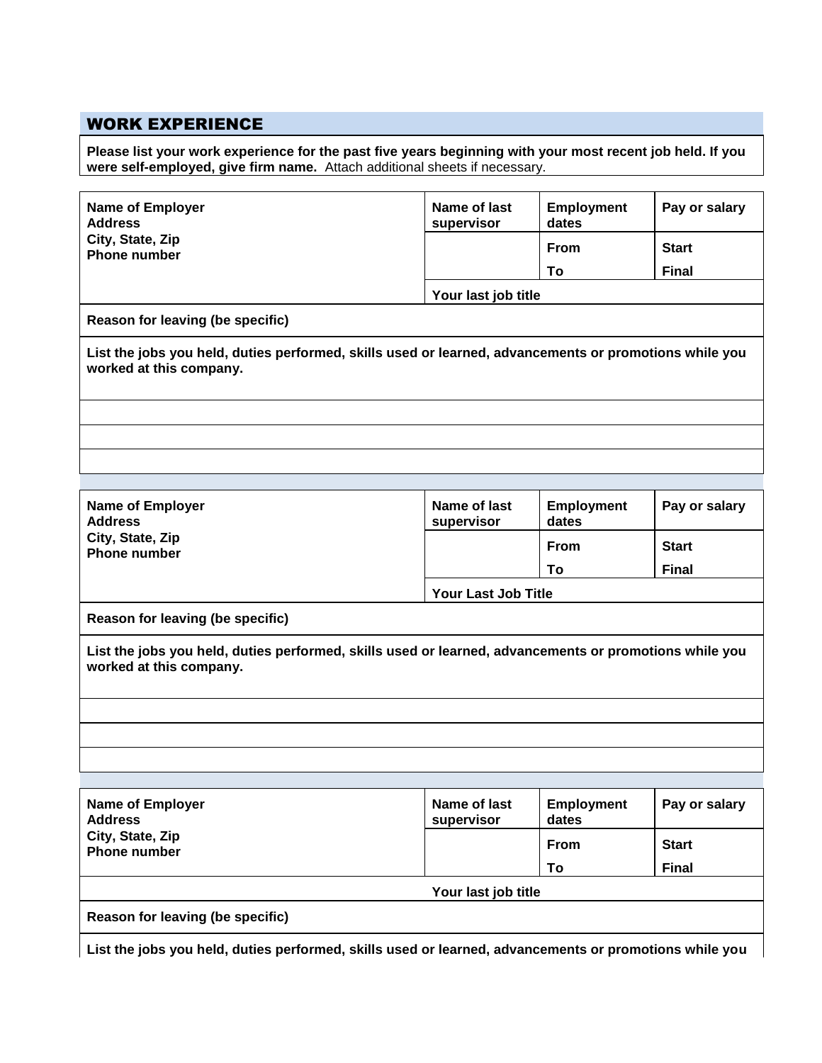## WORK EXPERIENCE

**Please list your work experience for the past five years beginning with your most recent job held. If you were self-employed, give firm name.** Attach additional sheets if necessary.

| **Name of Employer**<br>**Address**<br>**City, State, Zip**<br>**Phone number** | **Name of last supervisor** | **Employment dates** | **Pay or salary** |
|---|---|---|---|
| | | **From** | **Start** |
| | | **To** | **Final** |
| | **Your last job title** | | |
| **Reason for leaving (be specific)** | | | |
| **List the jobs you held, duties performed, skills used or learned, advancements or promotions while you worked at this company.** | | | |
| | | | |
| | | | |
| | | | |

| **Name of Employer**<br>**Address**<br>**City, State, Zip**<br>**Phone number** | **Name of last supervisor** | **Employment dates** | **Pay or salary** |
|---|---|---|---|
| | | **From** | **Start** |
| | | **To** | **Final** |
| | **Your Last Job Title** | | |
| **Reason for leaving (be specific)** | | | |
| **List the jobs you held, duties performed, skills used or learned, advancements or promotions while you worked at this company.** | | | |
| | | | |
| | | | |
| | | | |

| **Name of Employer**<br>**Address**<br>**City, State, Zip**<br>**Phone number** | **Name of last supervisor** | **Employment dates** | **Pay or salary** |
|---|---|---|---|
| | | **From** | **Start** |
| | | **To** | **Final** |
| | **Your last job title** | | |
| **Reason for leaving (be specific)** | | | |
| **List the jobs you held, duties performed, skills used or learned, advancements or promotions while you** | | | |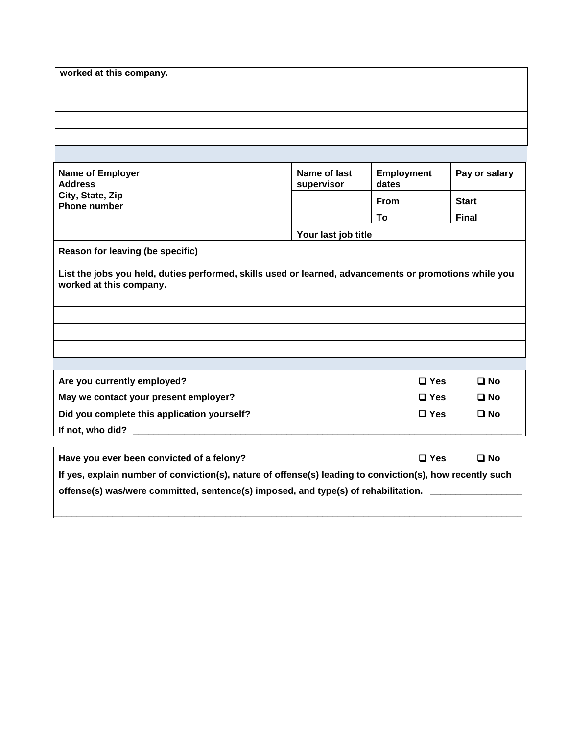| worked at this company. |
|---|
| |
| |
| |

| Name of Employer<br>Address<br>City, State, Zip<br>Phone number | Name of last supervisor | Employment dates | Pay or salary |
|---|---|---|---|
| | | From | Start |
| | | To | Final |
| | Your last job title | | |
| Reason for leaving (be specific) | | | |
| List the jobs you held, duties performed, skills used or learned, advancements or promotions while you worked at this company. | | | |
| | | | |
| | | | |
| | | | |

| | | |
|---|---|---|
| Are you currently employed? | ☐ Yes | ☐ No |
| May we contact your present employer? | ☐ Yes | ☐ No |
| Did you complete this application yourself? | ☐ Yes | ☐ No |
| If not, who did? ________________________________________________ | | |

| | | |
|---|---|---|
| Have you ever been convicted of a felony? | ☐ Yes | ☐ No |
| If yes, explain number of conviction(s), nature of offense(s) leading to conviction(s), how recently such offense(s) was/were committed, sentence(s) imposed, and type(s) of rehabilitation. ________________ | | |
| ________________________________________________________________ | | |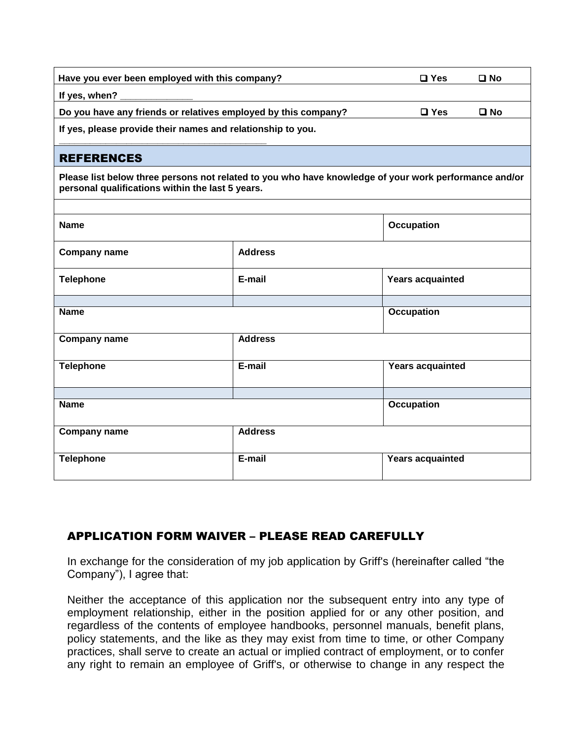| Have you ever been employed with this company? | ❑ Yes | ❑ No |
| --- | --- | --- |
| If yes, when? ______________ | | |
| Do you have any friends or relatives employed by this company? | ❑ Yes | ❑ No |
| If yes, please provide their names and relationship to you. ______________________________________ | | |

## REFERENCES

**Please list below three persons not related to you who have knowledge of your work performance and/or personal qualifications within the last 5 years.**

| Name | | Occupation |
| --- | --- | --- |
| Company name | Address | |
| Telephone | E-mail | Years acquainted |
| | | |
| Name | | Occupation |
| Company name | Address | |
| Telephone | E-mail | Years acquainted |
| | | |
| Name | | Occupation |
| Company name | Address | |
| Telephone | E-mail | Years acquainted |

## APPLICATION FORM WAIVER – PLEASE READ CAREFULLY

In exchange for the consideration of my job application by Griff's (hereinafter called "the Company"), I agree that:

Neither the acceptance of this application nor the subsequent entry into any type of employment relationship, either in the position applied for or any other position, and regardless of the contents of employee handbooks, personnel manuals, benefit plans, policy statements, and the like as they may exist from time to time, or other Company practices, shall serve to create an actual or implied contract of employment, or to confer any right to remain an employee of Griff's, or otherwise to change in any respect the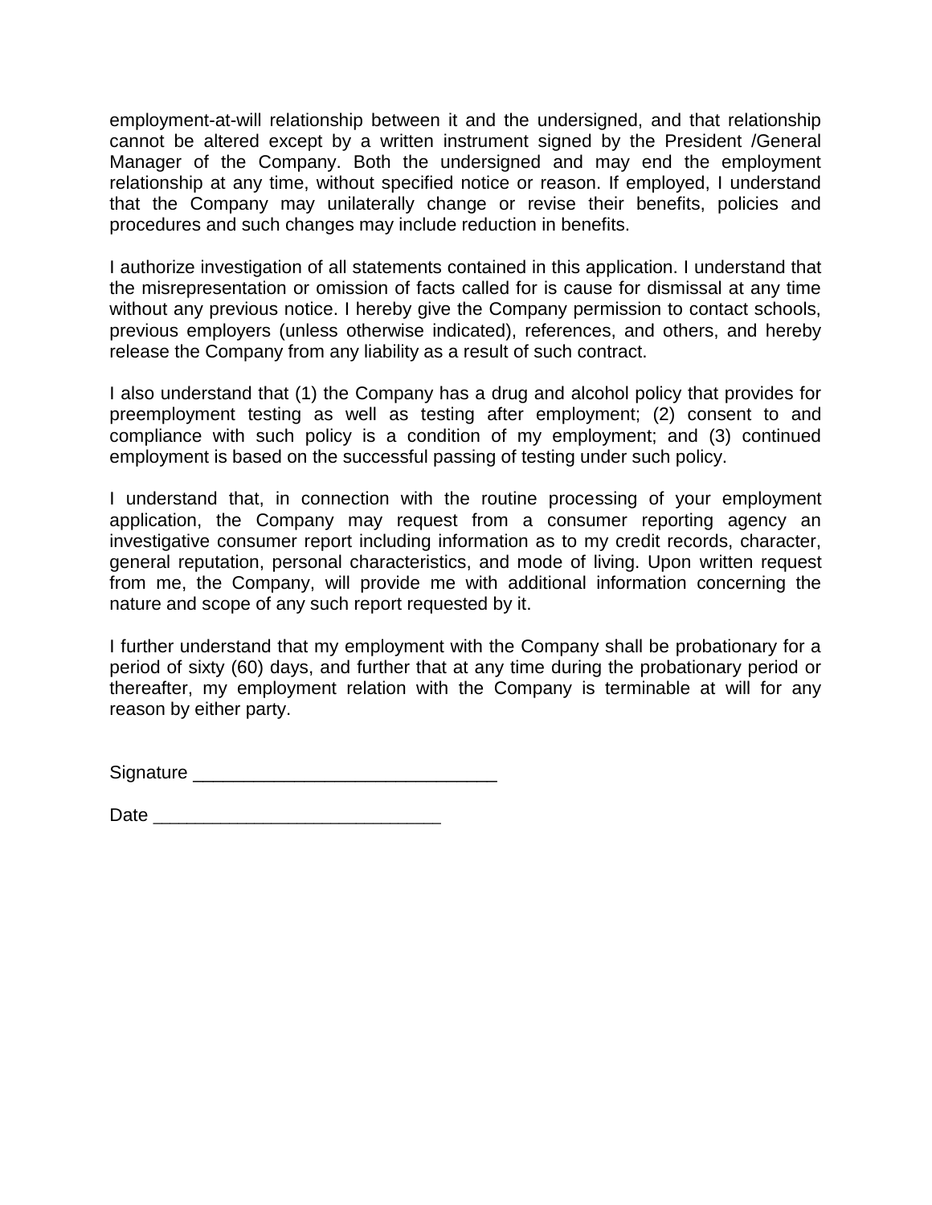employment-at-will relationship between it and the undersigned, and that relationship cannot be altered except by a written instrument signed by the President /General Manager of the Company. Both the undersigned and may end the employment relationship at any time, without specified notice or reason. If employed, I understand that the Company may unilaterally change or revise their benefits, policies and procedures and such changes may include reduction in benefits.

I authorize investigation of all statements contained in this application. I understand that the misrepresentation or omission of facts called for is cause for dismissal at any time without any previous notice. I hereby give the Company permission to contact schools, previous employers (unless otherwise indicated), references, and others, and hereby release the Company from any liability as a result of such contract.

I also understand that (1) the Company has a drug and alcohol policy that provides for preemployment testing as well as testing after employment; (2) consent to and compliance with such policy is a condition of my employment; and (3) continued employment is based on the successful passing of testing under such policy.

I understand that, in connection with the routine processing of your employment application, the Company may request from a consumer reporting agency an investigative consumer report including information as to my credit records, character, general reputation, personal characteristics, and mode of living. Upon written request from me, the Company, will provide me with additional information concerning the nature and scope of any such report requested by it.

I further understand that my employment with the Company shall be probationary for a period of sixty (60) days, and further that at any time during the probationary period or thereafter, my employment relation with the Company is terminable at will for any reason by either party.

Signature ______________________________

Date ____________________________